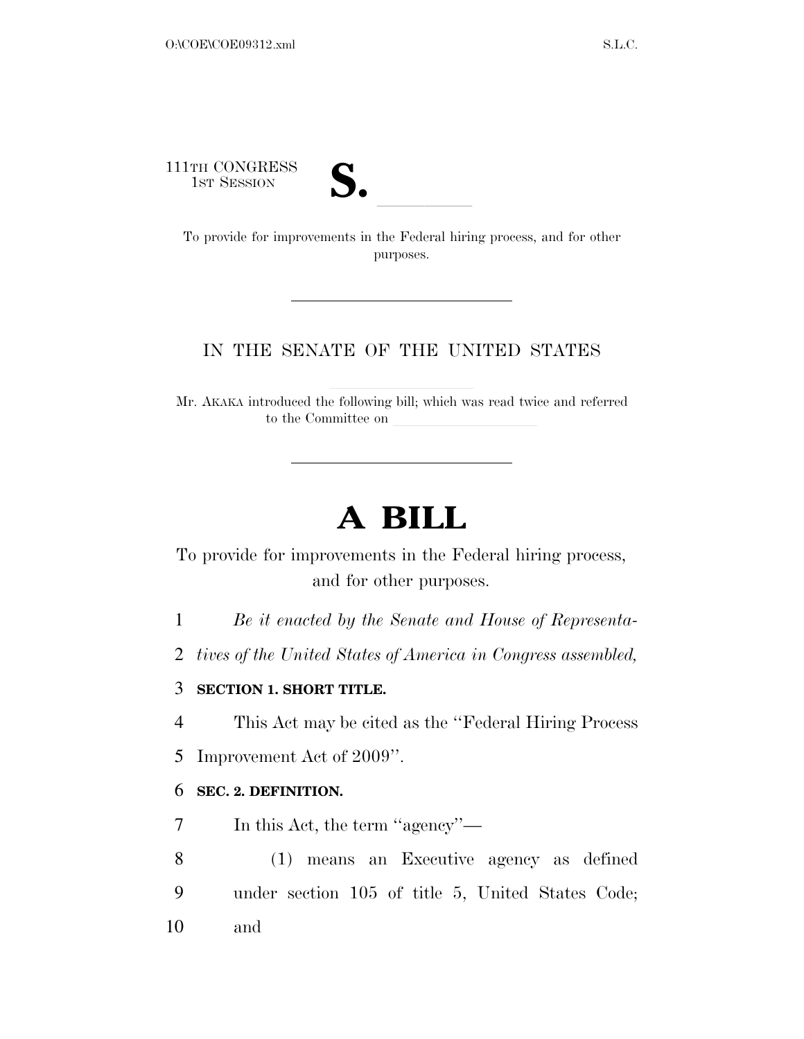111TH CONGRESS
1ST SESSION

**S.** ______

To provide for improvements in the Federal hiring process, and for other purposes.

---

IN THE SENATE OF THE UNITED STATES

Mr. AKAKA introduced the following bill; which was read twice and referred to the Committee on ______

---

# A BILL

To provide for improvements in the Federal hiring process, and for other purposes.

1 *Be it enacted by the Senate and House of Representa-*
2 *tives of the United States of America in Congress assembled,*

3 **SECTION 1. SHORT TITLE.**

4 This Act may be cited as the ''Federal Hiring Process
5 Improvement Act of 2009''.

6 **SEC. 2. DEFINITION.**

7 In this Act, the term ''agency''—

8 (1) means an Executive agency as defined
9 under section 105 of title 5, United States Code;
10 and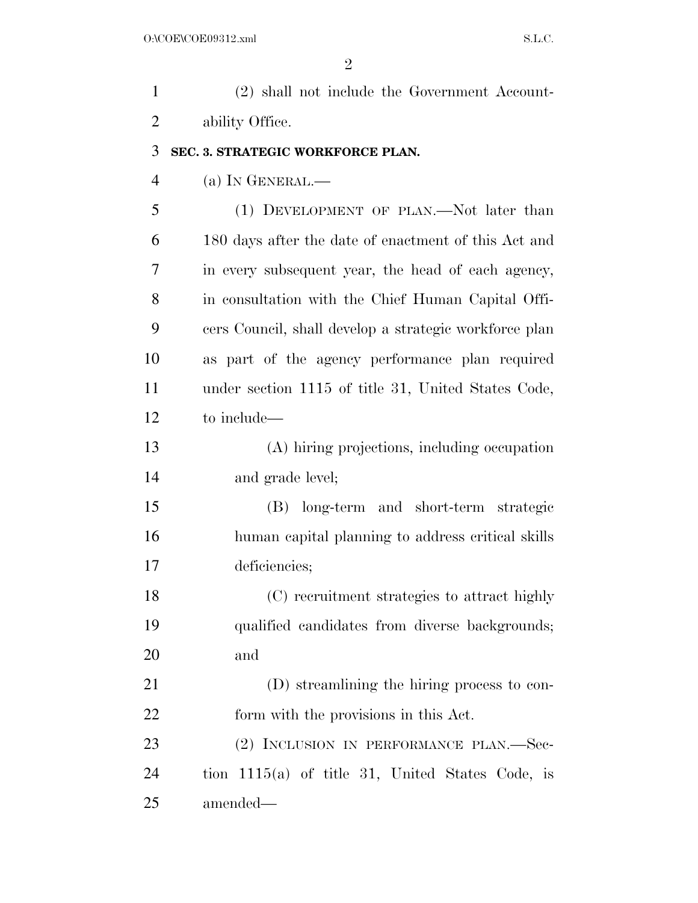(2) shall not include the Government Accountability Office.

**SEC. 3. STRATEGIC WORKFORCE PLAN.**

(a) IN GENERAL.—

(1) DEVELOPMENT OF PLAN.—Not later than 180 days after the date of enactment of this Act and in every subsequent year, the head of each agency, in consultation with the Chief Human Capital Officers Council, shall develop a strategic workforce plan as part of the agency performance plan required under section 1115 of title 31, United States Code, to include—

(A) hiring projections, including occupation and grade level;

(B) long-term and short-term strategic human capital planning to address critical skills deficiencies;

(C) recruitment strategies to attract highly qualified candidates from diverse backgrounds; and

(D) streamlining the hiring process to conform with the provisions in this Act.

(2) INCLUSION IN PERFORMANCE PLAN.—Section 1115(a) of title 31, United States Code, is amended—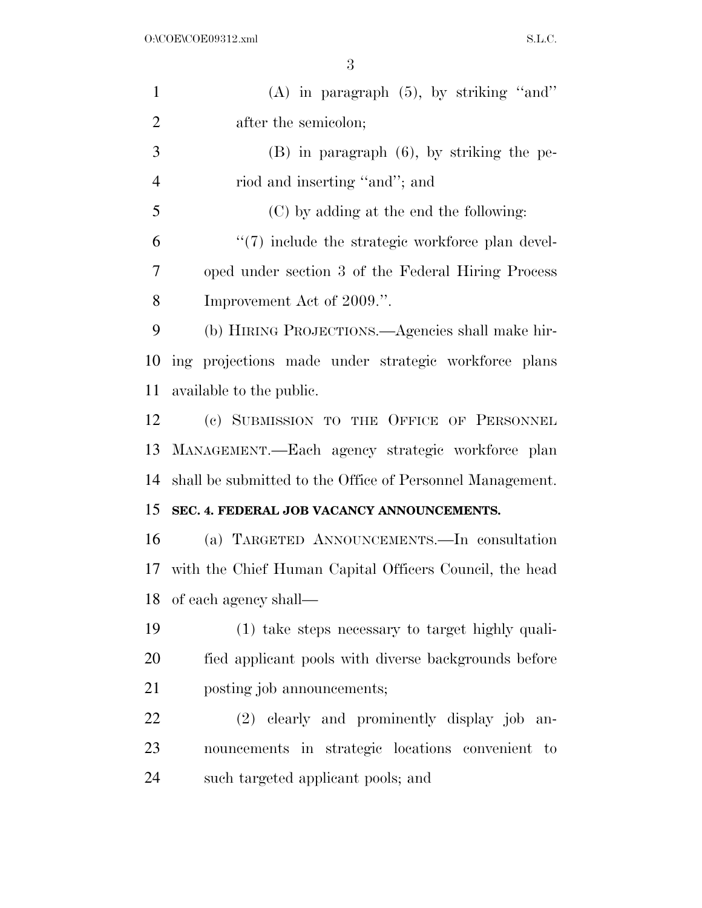(A) in paragraph (5), by striking "and" after the semicolon;

(B) in paragraph (6), by striking the period and inserting "and"; and

(C) by adding at the end the following:

"(7) include the strategic workforce plan developed under section 3 of the Federal Hiring Process Improvement Act of 2009.".

(b) HIRING PROJECTIONS.—Agencies shall make hiring projections made under strategic workforce plans available to the public.

(c) SUBMISSION TO THE OFFICE OF PERSONNEL MANAGEMENT.—Each agency strategic workforce plan shall be submitted to the Office of Personnel Management.

**SEC. 4. FEDERAL JOB VACANCY ANNOUNCEMENTS.**

(a) TARGETED ANNOUNCEMENTS.—In consultation with the Chief Human Capital Officers Council, the head of each agency shall—

(1) take steps necessary to target highly qualified applicant pools with diverse backgrounds before posting job announcements;

(2) clearly and prominently display job announcements in strategic locations convenient to such targeted applicant pools; and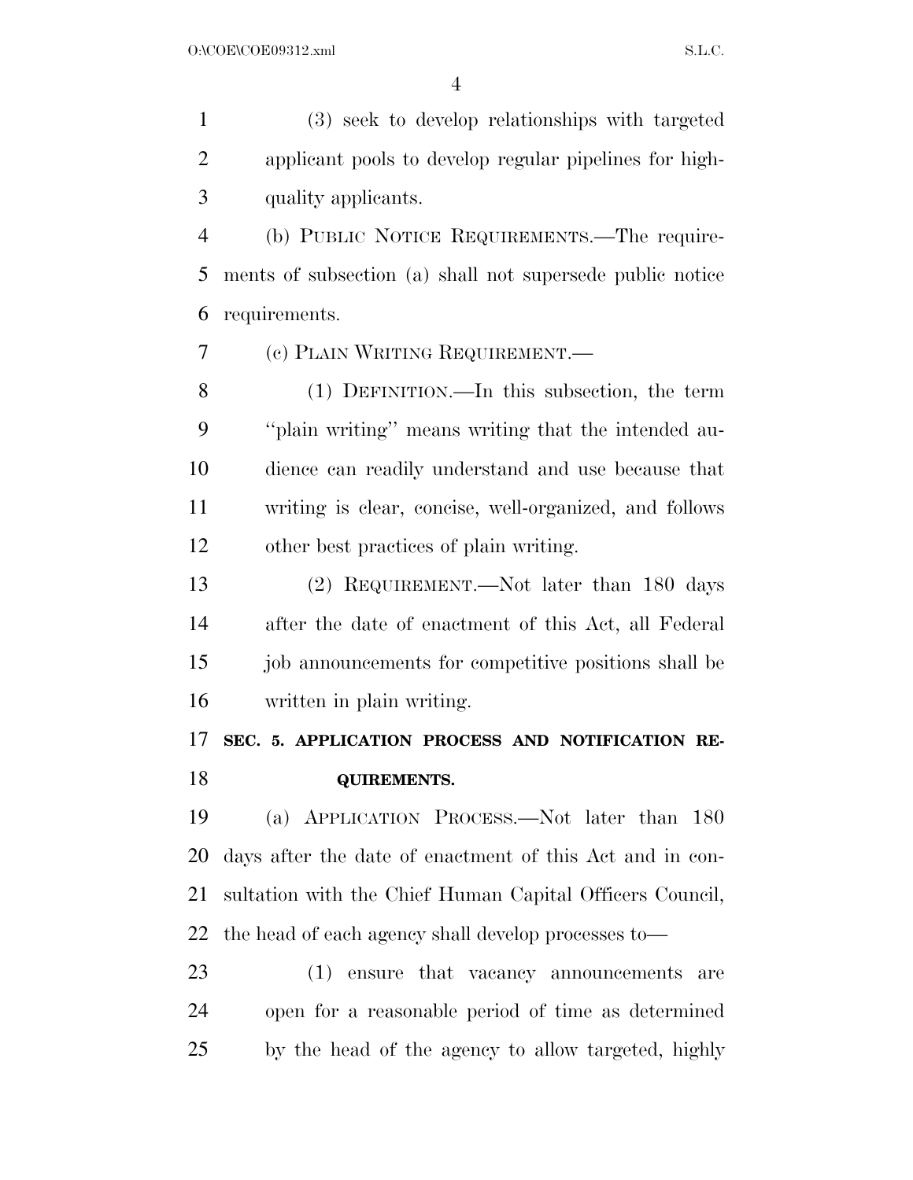(3) seek to develop relationships with targeted applicant pools to develop regular pipelines for high-quality applicants.

(b) PUBLIC NOTICE REQUIREMENTS.—The requirements of subsection (a) shall not supersede public notice requirements.

(c) PLAIN WRITING REQUIREMENT.—

(1) DEFINITION.—In this subsection, the term ''plain writing'' means writing that the intended audience can readily understand and use because that writing is clear, concise, well-organized, and follows other best practices of plain writing.

(2) REQUIREMENT.—Not later than 180 days after the date of enactment of this Act, all Federal job announcements for competitive positions shall be written in plain writing.

## SEC. 5. APPLICATION PROCESS AND NOTIFICATION REQUIREMENTS.

(a) APPLICATION PROCESS.—Not later than 180 days after the date of enactment of this Act and in consultation with the Chief Human Capital Officers Council, the head of each agency shall develop processes to—

(1) ensure that vacancy announcements are open for a reasonable period of time as determined by the head of the agency to allow targeted, highly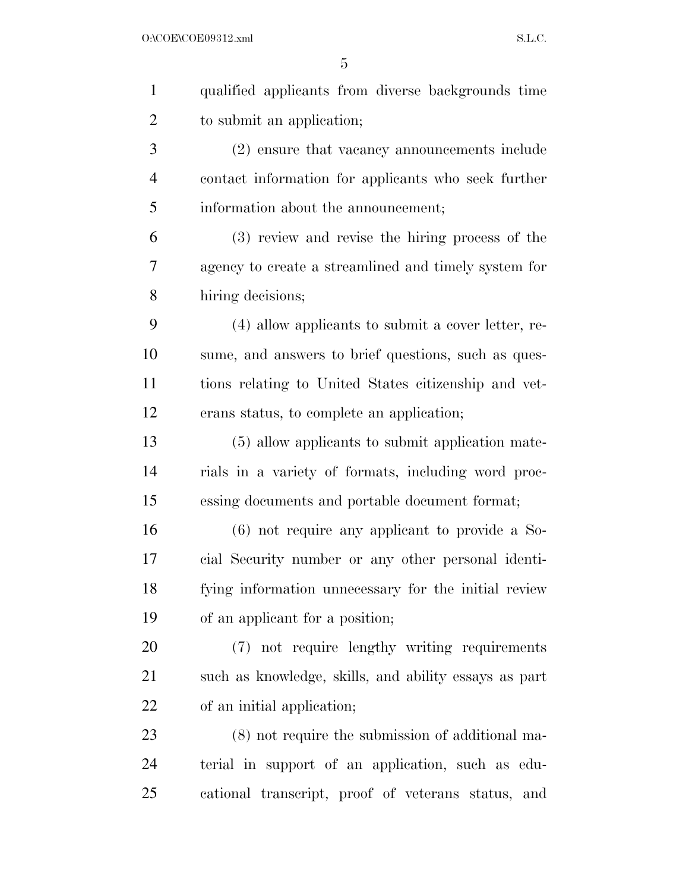qualified applicants from diverse backgrounds time to submit an application;

(2) ensure that vacancy announcements include contact information for applicants who seek further information about the announcement;

(3) review and revise the hiring process of the agency to create a streamlined and timely system for hiring decisions;

(4) allow applicants to submit a cover letter, resume, and answers to brief questions, such as questions relating to United States citizenship and veterans status, to complete an application;

(5) allow applicants to submit application materials in a variety of formats, including word processing documents and portable document format;

(6) not require any applicant to provide a Social Security number or any other personal identifying information unnecessary for the initial review of an applicant for a position;

(7) not require lengthy writing requirements such as knowledge, skills, and ability essays as part of an initial application;

(8) not require the submission of additional material in support of an application, such as educational transcript, proof of veterans status, and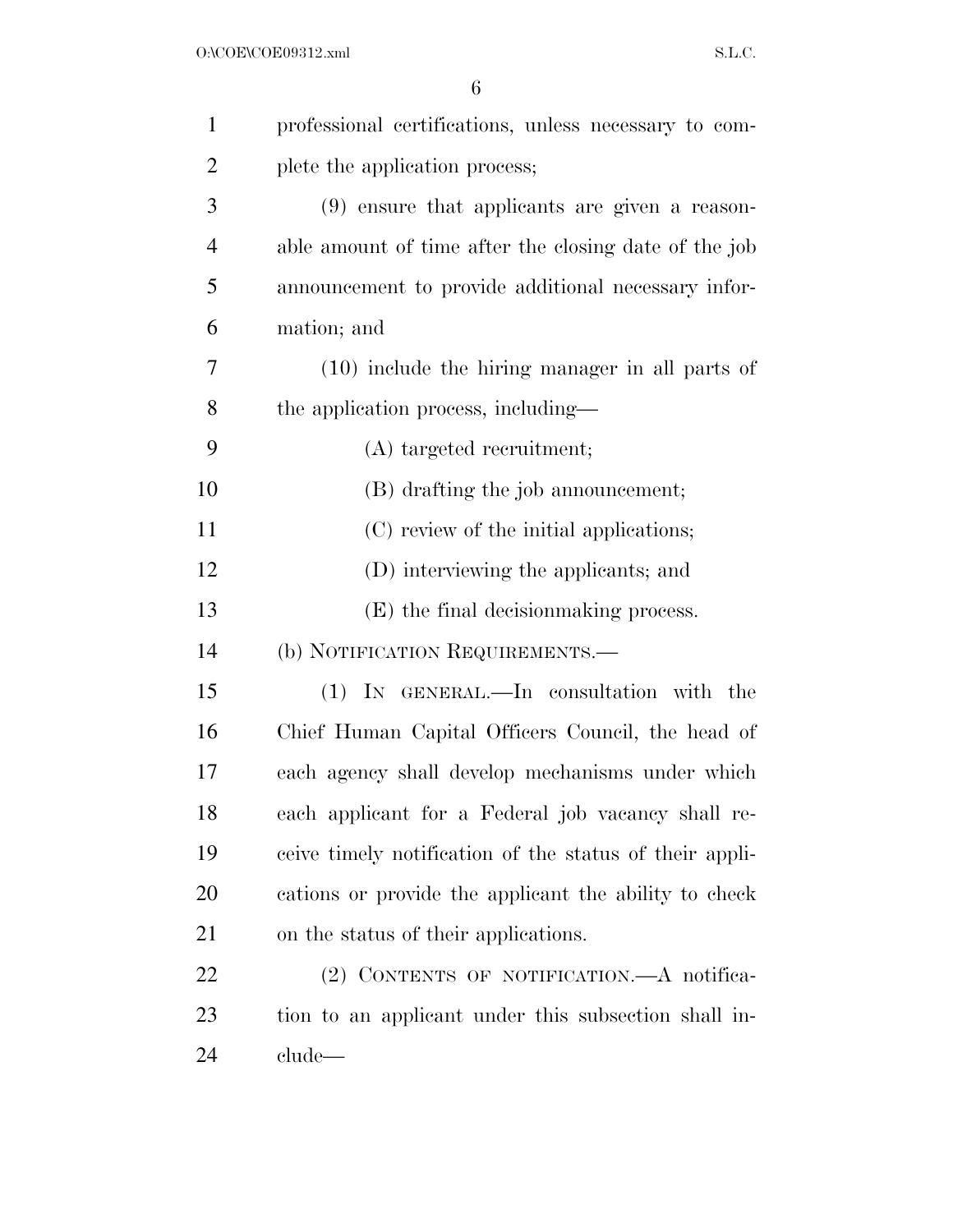professional certifications, unless necessary to complete the application process;

(9) ensure that applicants are given a reasonable amount of time after the closing date of the job announcement to provide additional necessary information; and

(10) include the hiring manager in all parts of the application process, including—

(A) targeted recruitment;

(B) drafting the job announcement;

(C) review of the initial applications;

(D) interviewing the applicants; and

(E) the final decisionmaking process.

(b) NOTIFICATION REQUIREMENTS.—

(1) IN GENERAL.—In consultation with the Chief Human Capital Officers Council, the head of each agency shall develop mechanisms under which each applicant for a Federal job vacancy shall receive timely notification of the status of their applications or provide the applicant the ability to check on the status of their applications.

(2) CONTENTS OF NOTIFICATION.—A notification to an applicant under this subsection shall include—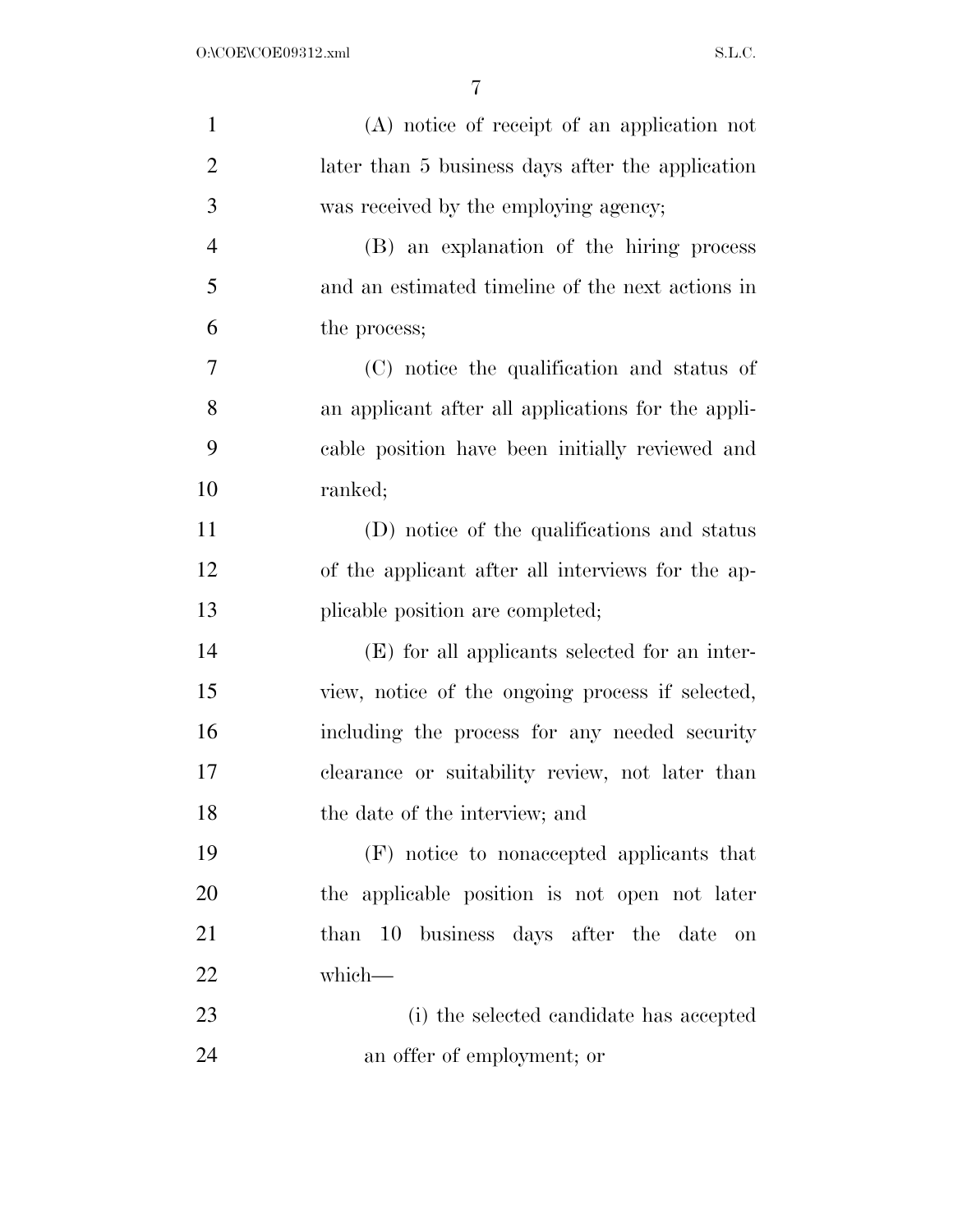(A) notice of receipt of an application not later than 5 business days after the application was received by the employing agency;

(B) an explanation of the hiring process and an estimated timeline of the next actions in the process;

(C) notice the qualification and status of an applicant after all applications for the applicable position have been initially reviewed and ranked;

(D) notice of the qualifications and status of the applicant after all interviews for the applicable position are completed;

(E) for all applicants selected for an interview, notice of the ongoing process if selected, including the process for any needed security clearance or suitability review, not later than the date of the interview; and

(F) notice to nonaccepted applicants that the applicable position is not open not later than 10 business days after the date on which—

(i) the selected candidate has accepted an offer of employment; or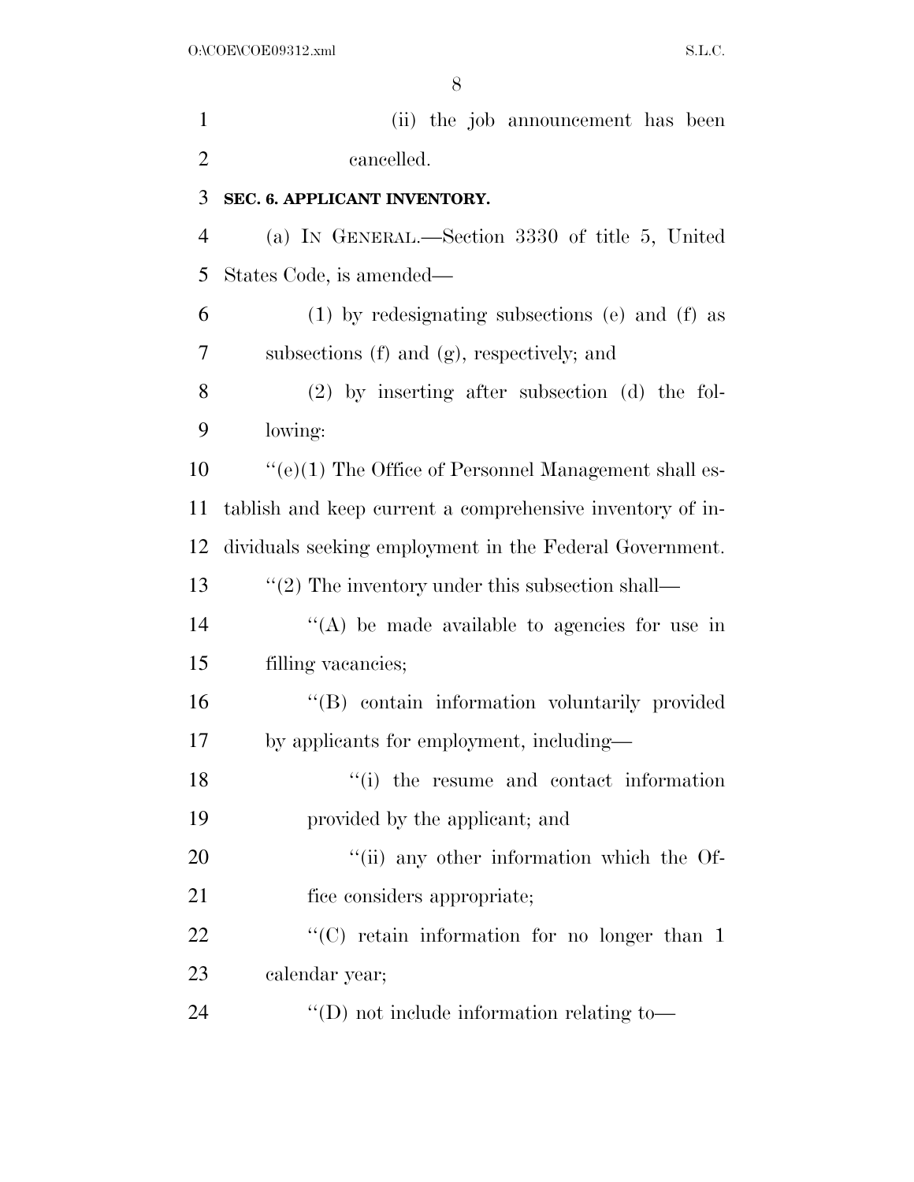(ii) the job announcement has been cancelled.

**SEC. 6. APPLICANT INVENTORY.**

(a) IN GENERAL.—Section 3330 of title 5, United States Code, is amended—

(1) by redesignating subsections (e) and (f) as subsections (f) and (g), respectively; and

(2) by inserting after subsection (d) the following:

"(e)(1) The Office of Personnel Management shall establish and keep current a comprehensive inventory of individuals seeking employment in the Federal Government.

"(2) The inventory under this subsection shall—

"(A) be made available to agencies for use in filling vacancies;

"(B) contain information voluntarily provided by applicants for employment, including—

"(i) the resume and contact information provided by the applicant; and

"(ii) any other information which the Office considers appropriate;

"(C) retain information for no longer than 1 calendar year;

"(D) not include information relating to—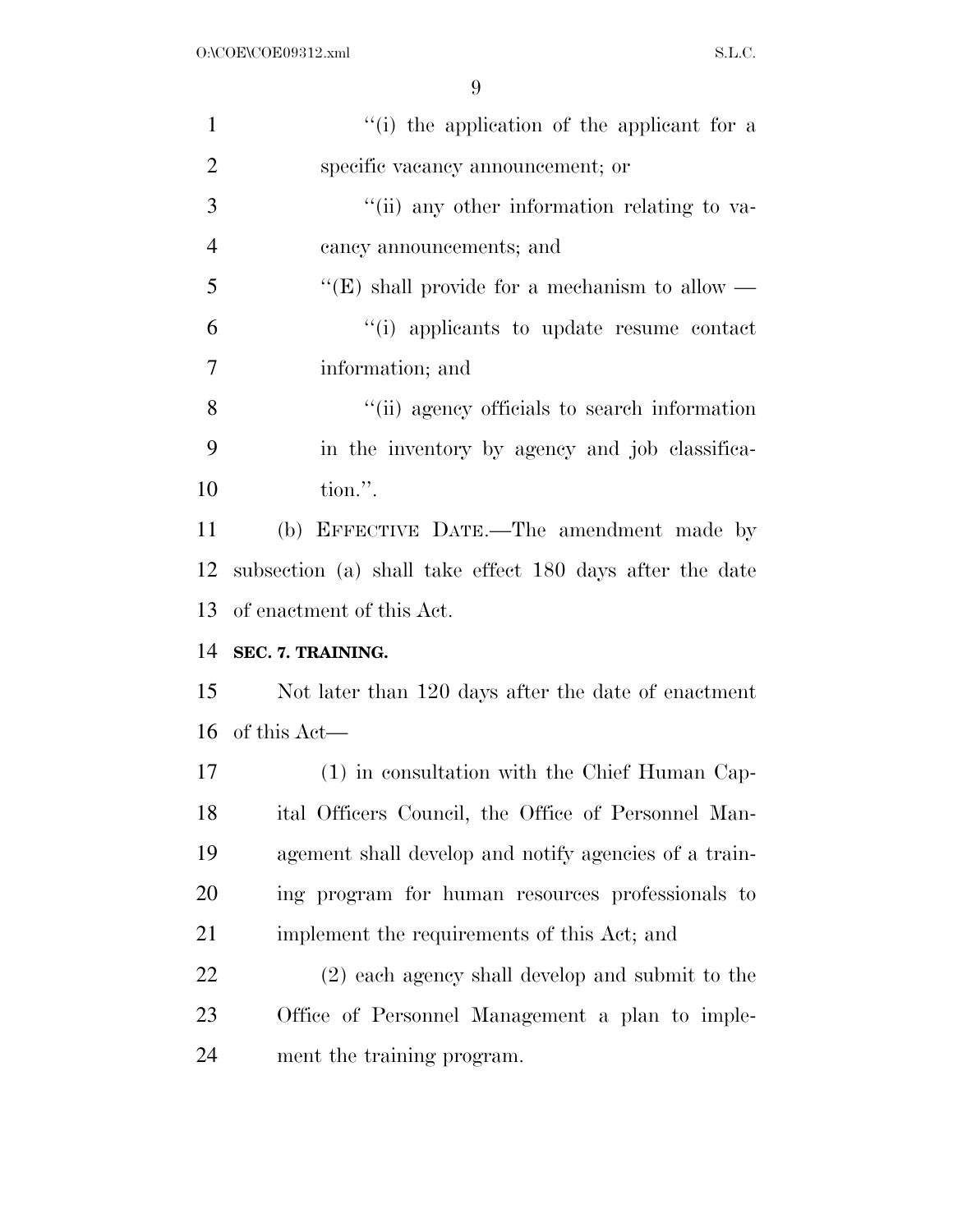"(i) the application of the applicant for a specific vacancy announcement; or

"(ii) any other information relating to vacancy announcements; and

"(E) shall provide for a mechanism to allow —

"(i) applicants to update resume contact information; and

"(ii) agency officials to search information in the inventory by agency and job classification.".

(b) EFFECTIVE DATE.—The amendment made by subsection (a) shall take effect 180 days after the date of enactment of this Act.

**SEC. 7. TRAINING.**

Not later than 120 days after the date of enactment of this Act—

(1) in consultation with the Chief Human Capital Officers Council, the Office of Personnel Management shall develop and notify agencies of a training program for human resources professionals to implement the requirements of this Act; and

(2) each agency shall develop and submit to the Office of Personnel Management a plan to implement the training program.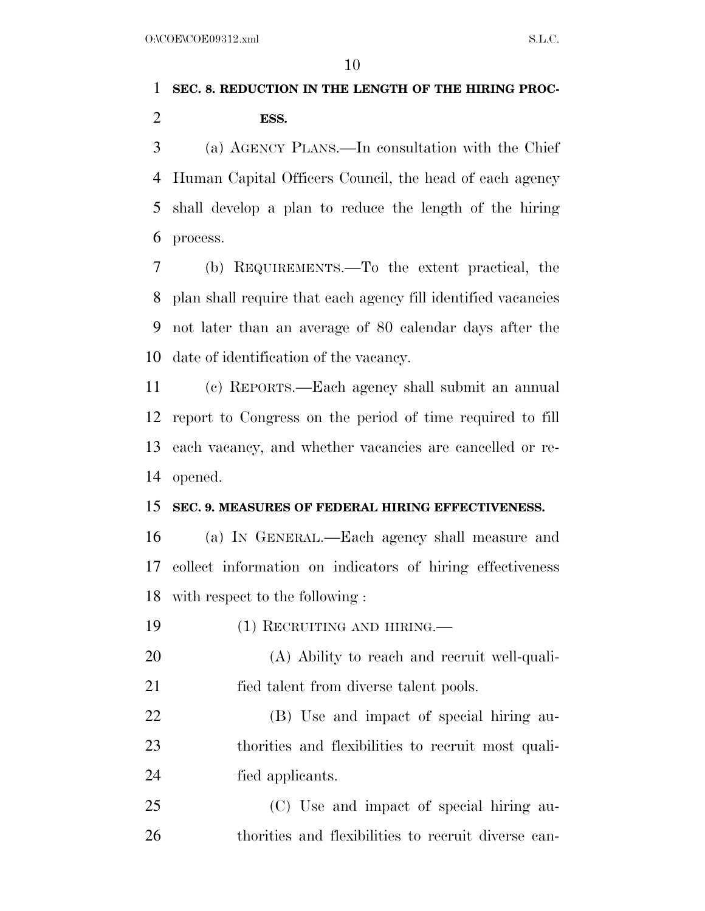**SEC. 8. REDUCTION IN THE LENGTH OF THE HIRING PROCESS.**

(a) AGENCY PLANS.—In consultation with the Chief Human Capital Officers Council, the head of each agency shall develop a plan to reduce the length of the hiring process.

(b) REQUIREMENTS.—To the extent practical, the plan shall require that each agency fill identified vacancies not later than an average of 80 calendar days after the date of identification of the vacancy.

(c) REPORTS.—Each agency shall submit an annual report to Congress on the period of time required to fill each vacancy, and whether vacancies are cancelled or reopened.

**SEC. 9. MEASURES OF FEDERAL HIRING EFFECTIVENESS.**

(a) IN GENERAL.—Each agency shall measure and collect information on indicators of hiring effectiveness with respect to the following :

(1) RECRUITING AND HIRING.—

(A) Ability to reach and recruit well-qualified talent from diverse talent pools.

(B) Use and impact of special hiring authorities and flexibilities to recruit most qualified applicants.

(C) Use and impact of special hiring authorities and flexibilities to recruit diverse can-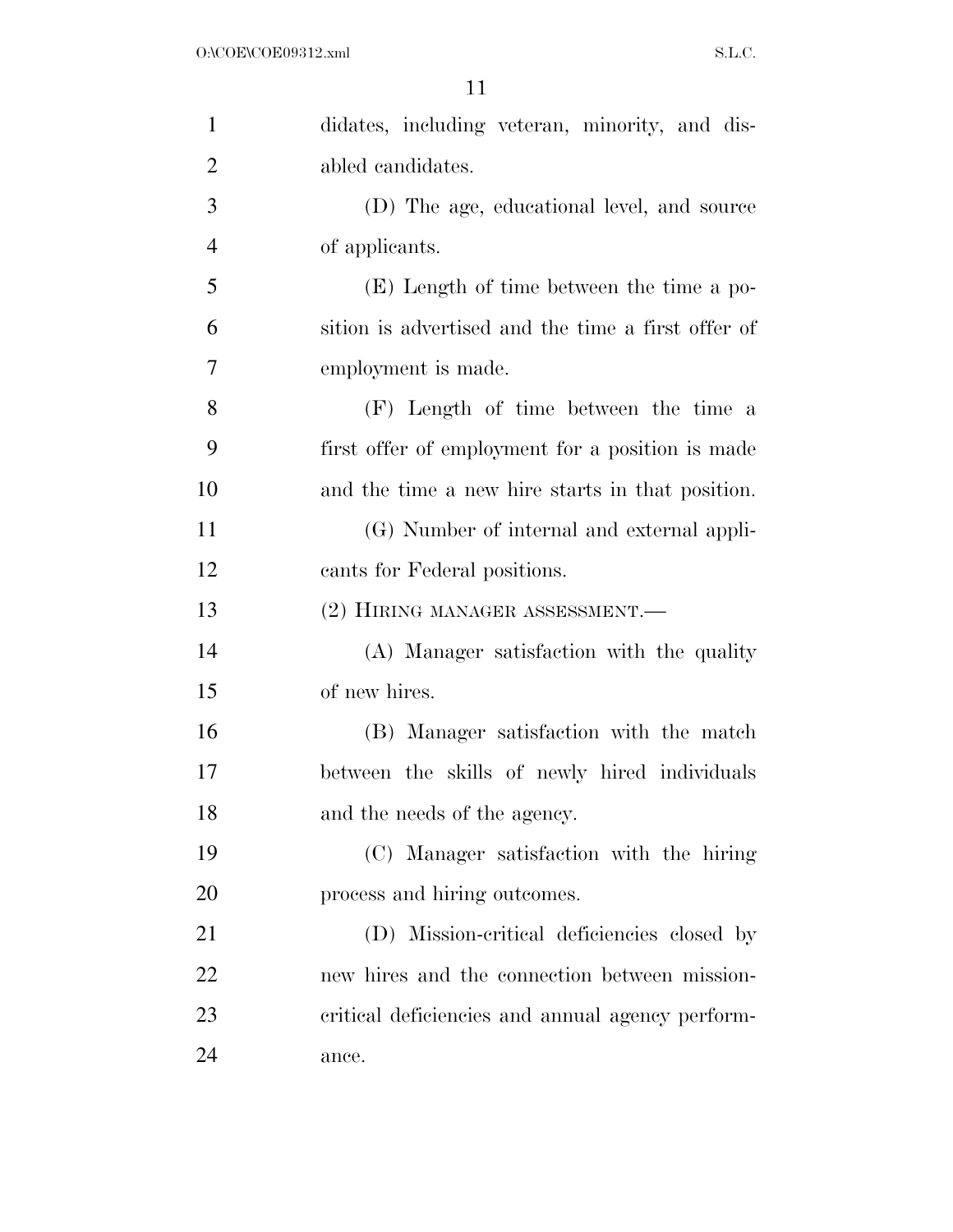didates, including veteran, minority, and disabled candidates.

(D) The age, educational level, and source of applicants.

(E) Length of time between the time a position is advertised and the time a first offer of employment is made.

(F) Length of time between the time a first offer of employment for a position is made and the time a new hire starts in that position.

(G) Number of internal and external applicants for Federal positions.

(2) HIRING MANAGER ASSESSMENT.—

(A) Manager satisfaction with the quality of new hires.

(B) Manager satisfaction with the match between the skills of newly hired individuals and the needs of the agency.

(C) Manager satisfaction with the hiring process and hiring outcomes.

(D) Mission-critical deficiencies closed by new hires and the connection between mission-critical deficiencies and annual agency performance.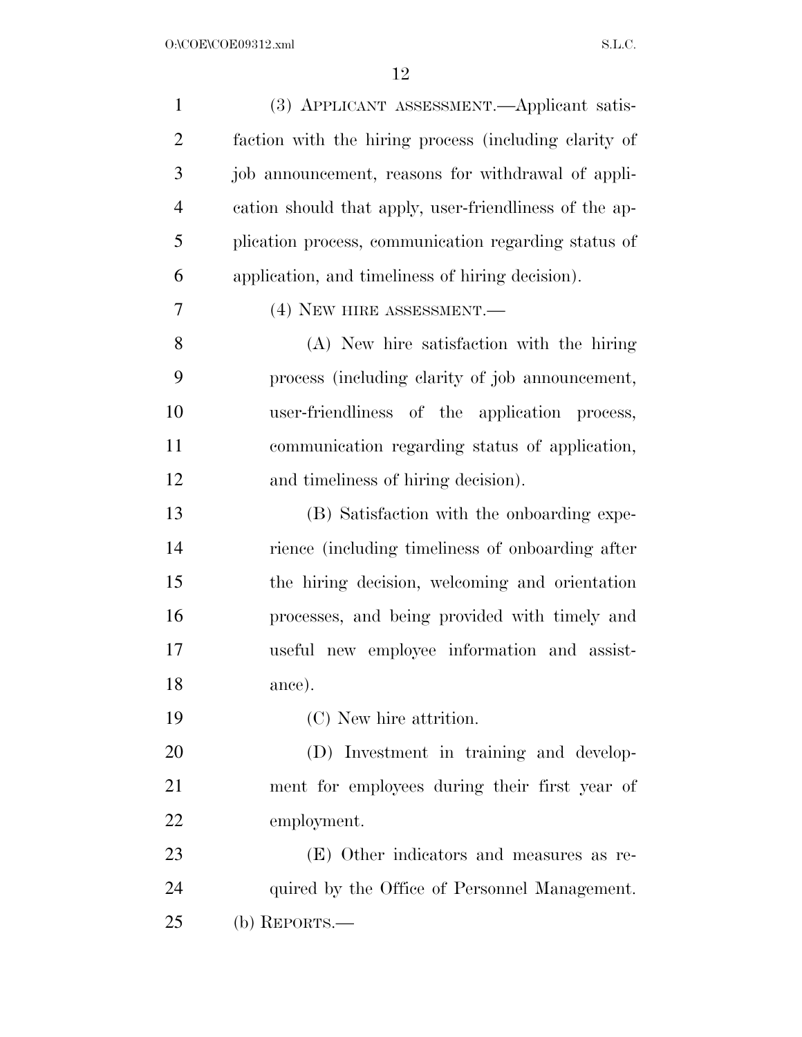(3) APPLICANT ASSESSMENT.—Applicant satisfaction with the hiring process (including clarity of job announcement, reasons for withdrawal of application should that apply, user-friendliness of the application process, communication regarding status of application, and timeliness of hiring decision).

(4) NEW HIRE ASSESSMENT.—

(A) New hire satisfaction with the hiring process (including clarity of job announcement, user-friendliness of the application process, communication regarding status of application, and timeliness of hiring decision).

(B) Satisfaction with the onboarding experience (including timeliness of onboarding after the hiring decision, welcoming and orientation processes, and being provided with timely and useful new employee information and assistance).

(C) New hire attrition.

(D) Investment in training and development for employees during their first year of employment.

(E) Other indicators and measures as required by the Office of Personnel Management.

(b) REPORTS.—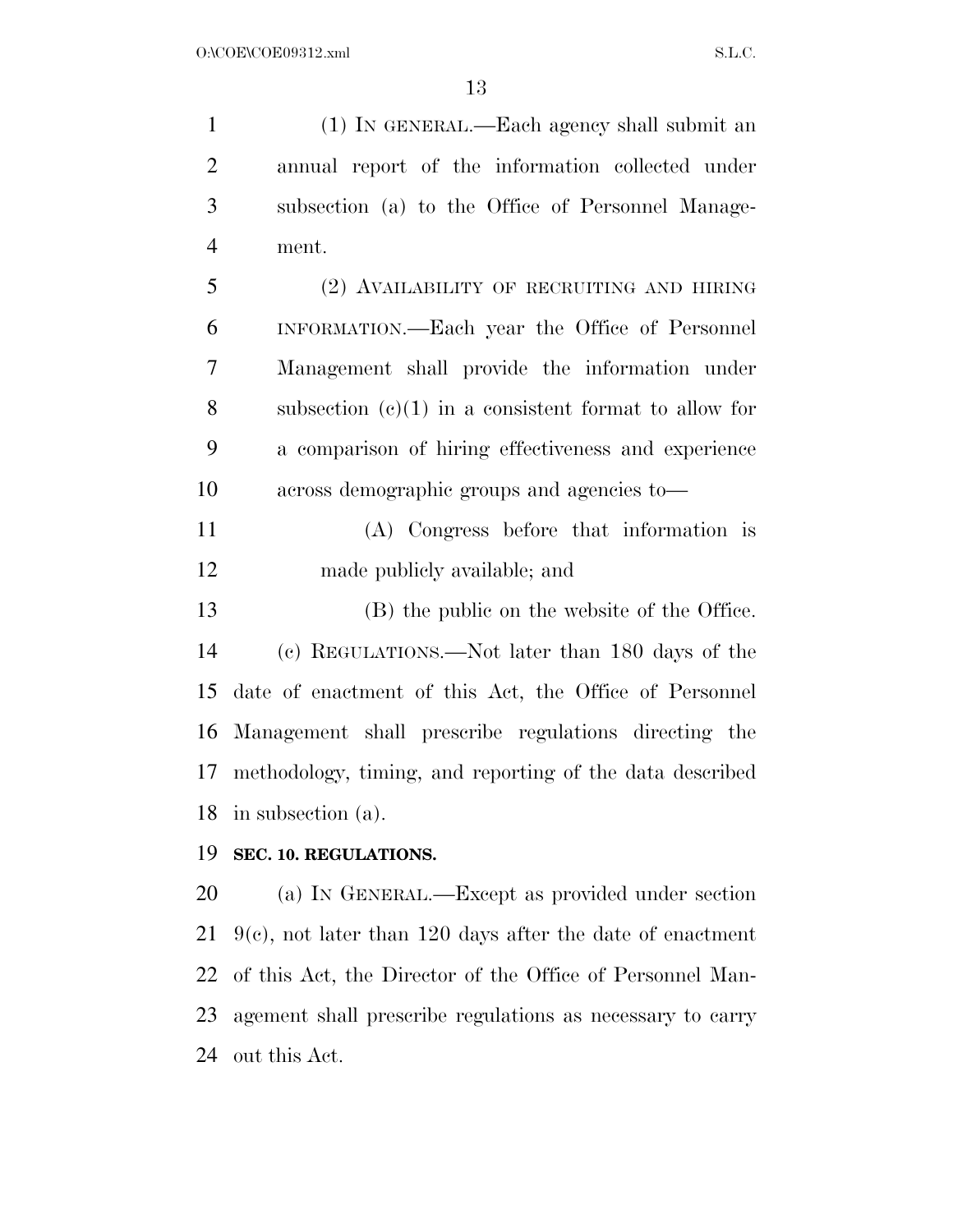(1) IN GENERAL.—Each agency shall submit an annual report of the information collected under subsection (a) to the Office of Personnel Management.

(2) AVAILABILITY OF RECRUITING AND HIRING INFORMATION.—Each year the Office of Personnel Management shall provide the information under subsection (c)(1) in a consistent format to allow for a comparison of hiring effectiveness and experience across demographic groups and agencies to—

(A) Congress before that information is made publicly available; and

(B) the public on the website of the Office.

(c) REGULATIONS.—Not later than 180 days of the date of enactment of this Act, the Office of Personnel Management shall prescribe regulations directing the methodology, timing, and reporting of the data described in subsection (a).

**SEC. 10. REGULATIONS.**

(a) IN GENERAL.—Except as provided under section 9(c), not later than 120 days after the date of enactment of this Act, the Director of the Office of Personnel Management shall prescribe regulations as necessary to carry out this Act.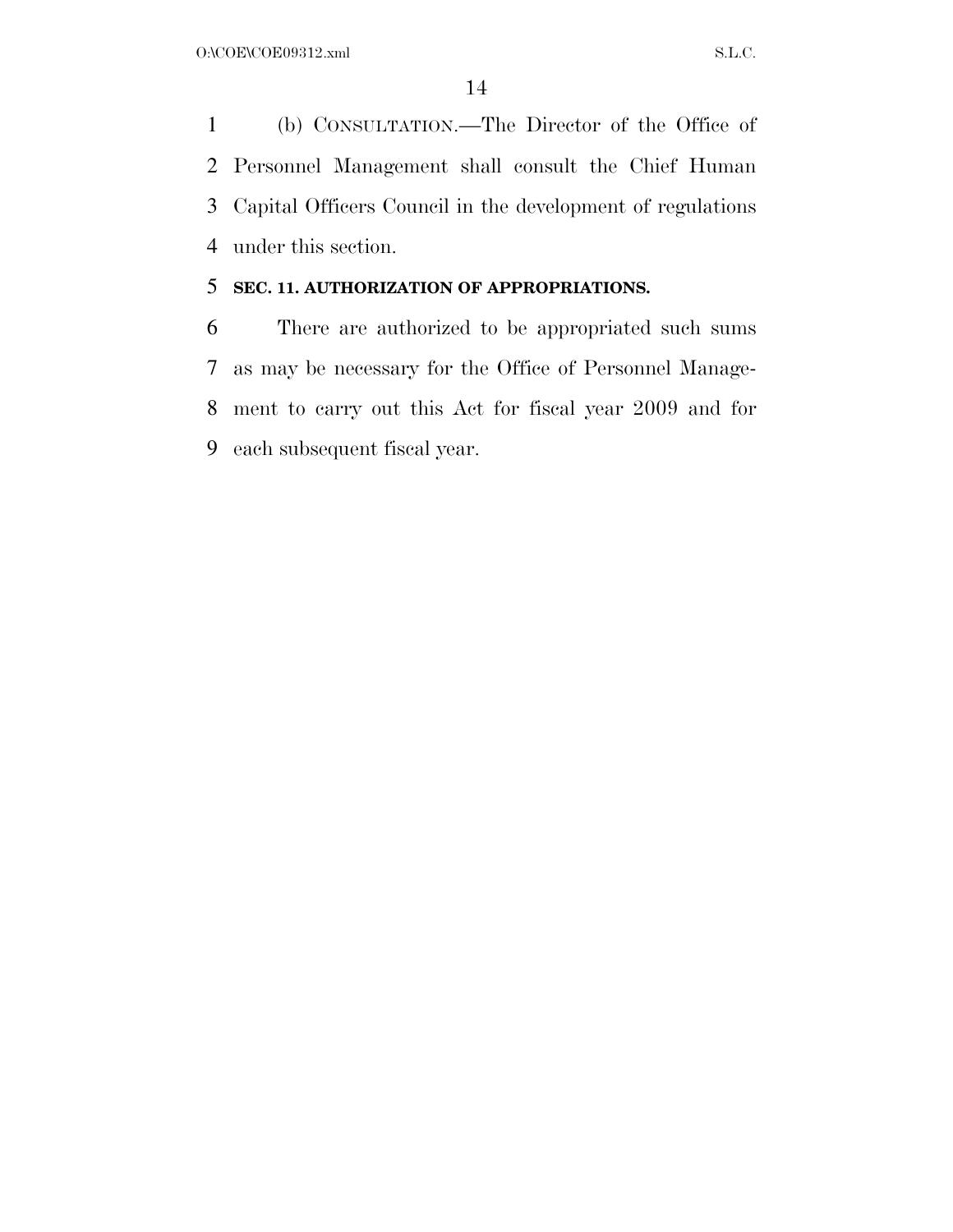(b) CONSULTATION.—The Director of the Office of Personnel Management shall consult the Chief Human Capital Officers Council in the development of regulations under this section.

**SEC. 11. AUTHORIZATION OF APPROPRIATIONS.**

There are authorized to be appropriated such sums as may be necessary for the Office of Personnel Management to carry out this Act for fiscal year 2009 and for each subsequent fiscal year.